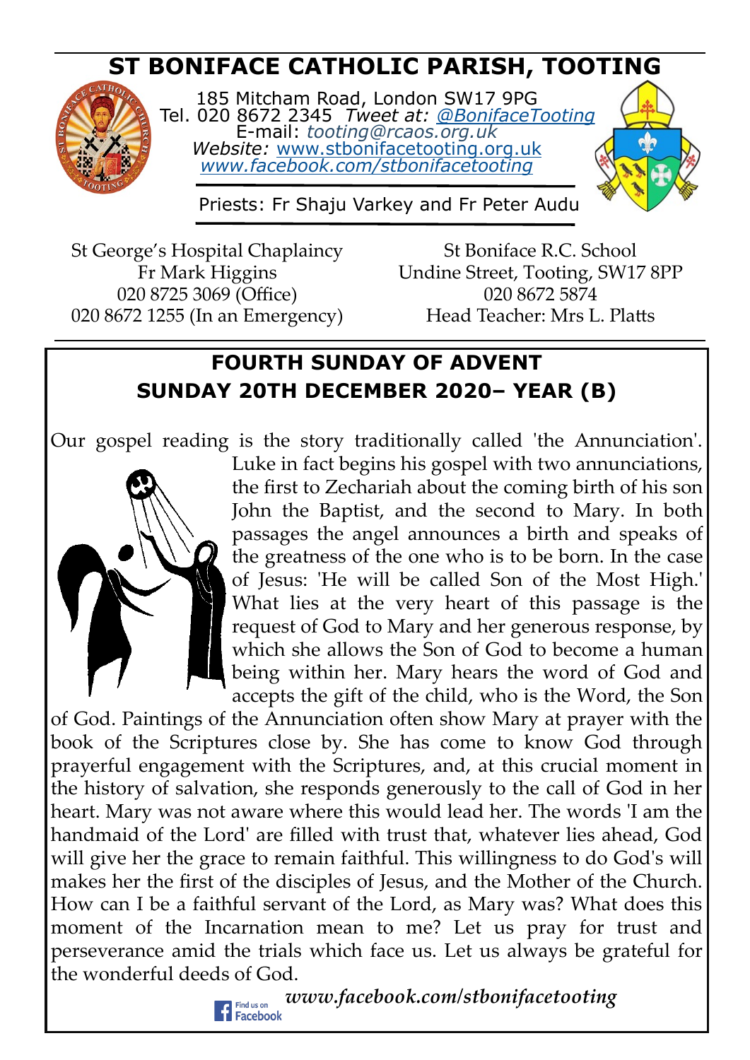# ST BONIFACE CATHOLIC PARISH, TOOTING

185 Mitcham Road, London SW17 9PG
Tel. 020 8672 2345 *Tweet at: @BonifaceTooting*
E-mail: *tooting@rcaos.org.uk*
*Website:* www.stbonifacetooting.org.uk
*www.facebook.com/stbonifacetooting*

Priests: Fr Shaju Varkey and Fr Peter Audu

St George's Hospital Chaplaincy
Fr Mark Higgins
020 8725 3069 (Office)
020 8672 1255 (In an Emergency)

St Boniface R.C. School
Undine Street, Tooting, SW17 8PP
020 8672 5874
Head Teacher: Mrs L. Platts

## FOURTH SUNDAY OF ADVENT
## SUNDAY 20TH DECEMBER 2020– YEAR (B)

Our gospel reading is the story traditionally called 'the Annunciation'. Luke in fact begins his gospel with two annunciations, the first to Zechariah about the coming birth of his son John the Baptist, and the second to Mary. In both passages the angel announces a birth and speaks of the greatness of the one who is to be born. In the case of Jesus: 'He will be called Son of the Most High.' What lies at the very heart of this passage is the request of God to Mary and her generous response, by which she allows the Son of God to become a human being within her. Mary hears the word of God and accepts the gift of the child, who is the Word, the Son of God. Paintings of the Annunciation often show Mary at prayer with the book of the Scriptures close by. She has come to know God through prayerful engagement with the Scriptures, and, at this crucial moment in the history of salvation, she responds generously to the call of God in her heart. Mary was not aware where this would lead her. The words 'I am the handmaid of the Lord' are filled with trust that, whatever lies ahead, God will give her the grace to remain faithful. This willingness to do God's will makes her the first of the disciples of Jesus, and the Mother of the Church. How can I be a faithful servant of the Lord, as Mary was? What does this moment of the Incarnation mean to me? Let us pray for trust and perseverance amid the trials which face us. Let us always be grateful for the wonderful deeds of God.

Find us on Facebook ***www.facebook.com/stbonifacetooting***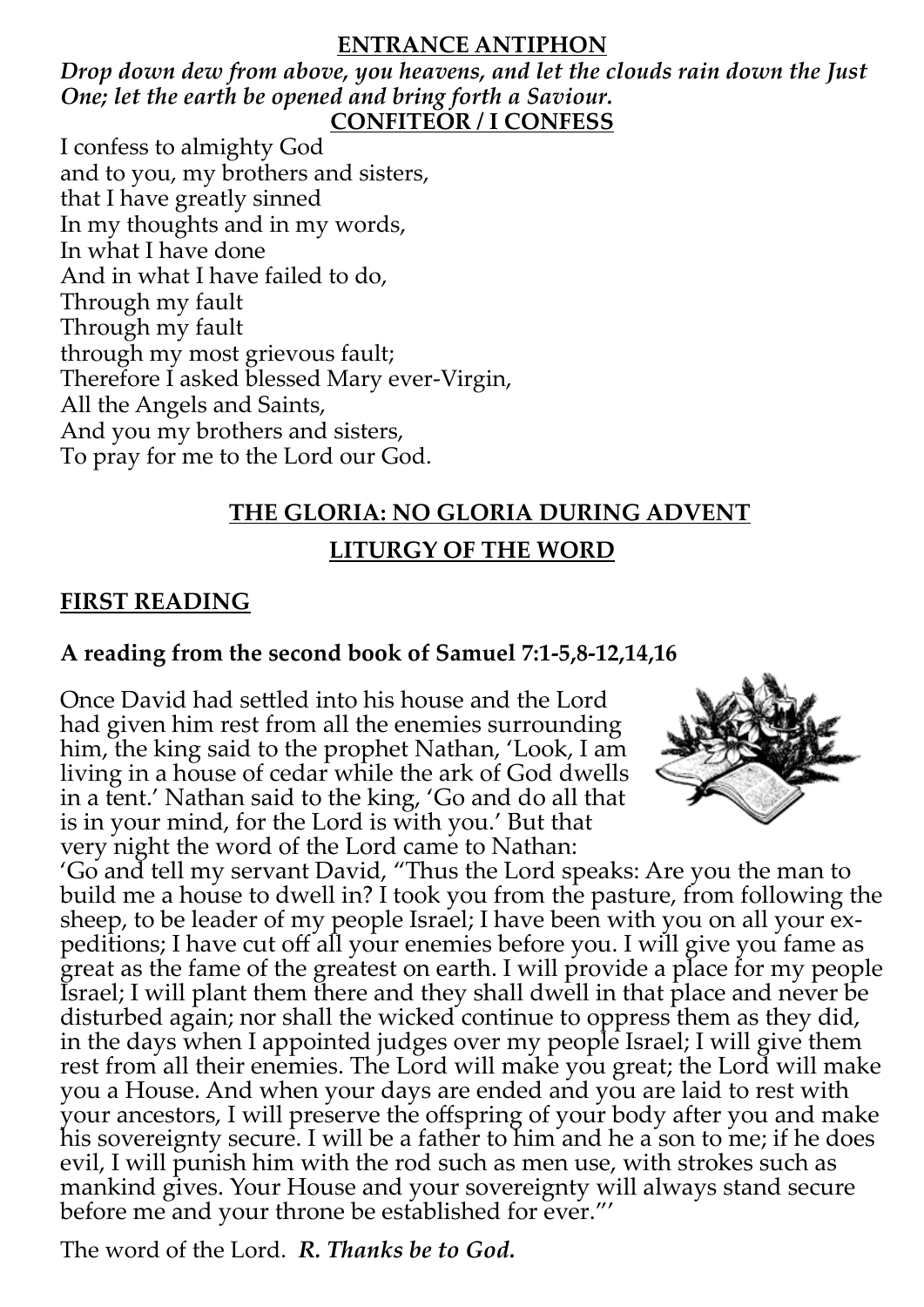## ENTRANCE ANTIPHON

***Drop down dew from above, you heavens, and let the clouds rain down the Just One; let the earth be opened and bring forth a Saviour.***

## CONFITEOR / I CONFESS

I confess to almighty God
and to you, my brothers and sisters,
that I have greatly sinned
In my thoughts and in my words,
In what I have done
And in what I have failed to do,
Through my fault
Through my fault
through my most grievous fault;
Therefore I asked blessed Mary ever-Virgin,
All the Angels and Saints,
And you my brothers and sisters,
To pray for me to the Lord our God.

## THE GLORIA: NO GLORIA DURING ADVENT

## LITURGY OF THE WORD

### FIRST READING

**A reading from the second book of Samuel 7:1-5,8-12,14,16**

Once David had settled into his house and the Lord had given him rest from all the enemies surrounding him, the king said to the prophet Nathan, 'Look, I am living in a house of cedar while the ark of God dwells in a tent.' Nathan said to the king, 'Go and do all that is in your mind, for the Lord is with you.' But that very night the word of the Lord came to Nathan: 'Go and tell my servant David, "Thus the Lord speaks: Are you the man to build me a house to dwell in? I took you from the pasture, from following the sheep, to be leader of my people Israel; I have been with you on all your expeditions; I have cut off all your enemies before you. I will give you fame as great as the fame of the greatest on earth. I will provide a place for my people Israel; I will plant them there and they shall dwell in that place and never be disturbed again; nor shall the wicked continue to oppress them as they did, in the days when I appointed judges over my people Israel; I will give them rest from all their enemies. The Lord will make you great; the Lord will make you a House. And when your days are ended and you are laid to rest with your ancestors, I will preserve the offspring of your body after you and make his sovereignty secure. I will be a father to him and he a son to me; if he does evil, I will punish him with the rod such as men use, with strokes such as mankind gives. Your House and your sovereignty will always stand secure before me and your throne be established for ever."'

The word of the Lord. ***R. Thanks be to God.***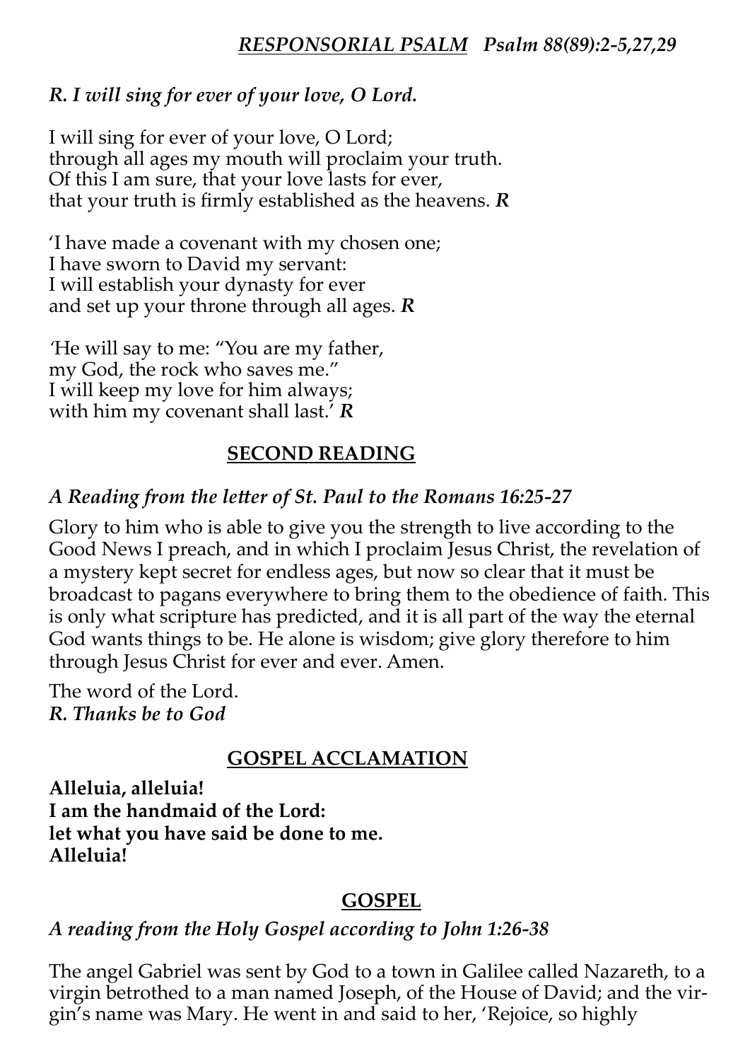### ***RESPONSORIAL PSALM*** *Psalm 88(89):2-5,27,29*

***R. I will sing for ever of your love, O Lord.***

I will sing for ever of your love, O Lord;
through all ages my mouth will proclaim your truth.
Of this I am sure, that your love lasts for ever,
that your truth is firmly established as the heavens. ***R***

'I have made a covenant with my chosen one;
I have sworn to David my servant:
I will establish your dynasty for ever
and set up your throne through all ages. ***R***

'He will say to me: "You are my father,
my God, the rock who saves me."
I will keep my love for him always;
with him my covenant shall last.' ***R***

## **SECOND READING**

***A Reading from the letter of St. Paul to the Romans 16:25-27***

Glory to him who is able to give you the strength to live according to the Good News I preach, and in which I proclaim Jesus Christ, the revelation of a mystery kept secret for endless ages, but now so clear that it must be broadcast to pagans everywhere to bring them to the obedience of faith. This is only what scripture has predicted, and it is all part of the way the eternal God wants things to be. He alone is wisdom; give glory therefore to him through Jesus Christ for ever and ever. Amen.

The word of the Lord.
***R. Thanks be to God***

## **GOSPEL ACCLAMATION**

**Alleluia, alleluia!**
**I am the handmaid of the Lord:**
**let what you have said be done to me.**
**Alleluia!**

## **GOSPEL**

***A reading from the Holy Gospel according to John 1:26-38***

The angel Gabriel was sent by God to a town in Galilee called Nazareth, to a virgin betrothed to a man named Joseph, of the House of David; and the virgin's name was Mary. He went in and said to her, 'Rejoice, so highly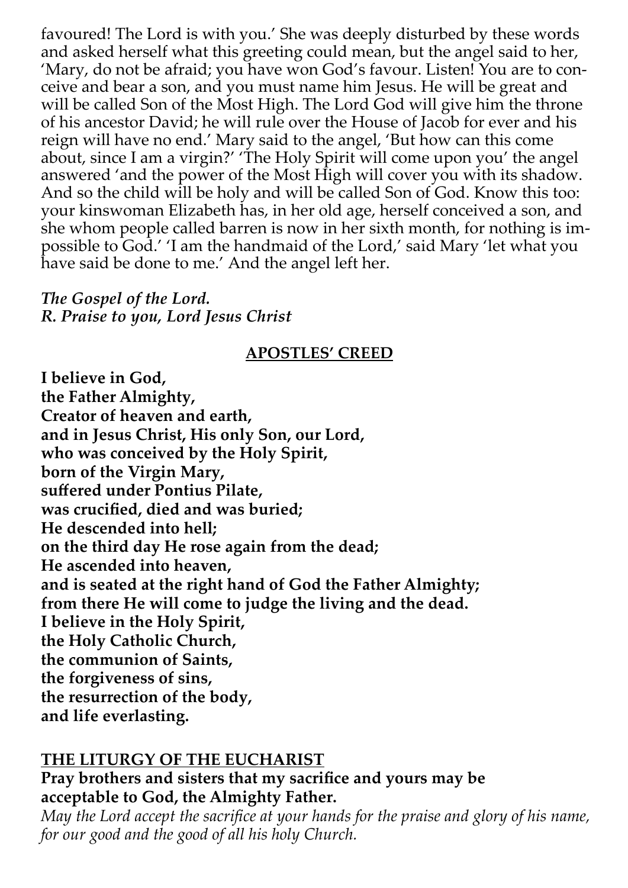favoured! The Lord is with you.' She was deeply disturbed by these words and asked herself what this greeting could mean, but the angel said to her, 'Mary, do not be afraid; you have won God's favour. Listen! You are to conceive and bear a son, and you must name him Jesus. He will be great and will be called Son of the Most High. The Lord God will give him the throne of his ancestor David; he will rule over the House of Jacob for ever and his reign will have no end.' Mary said to the angel, 'But how can this come about, since I am a virgin?' 'The Holy Spirit will come upon you' the angel answered 'and the power of the Most High will cover you with its shadow. And so the child will be holy and will be called Son of God. Know this too: your kinswoman Elizabeth has, in her old age, herself conceived a son, and she whom people called barren is now in her sixth month, for nothing is impossible to God.' 'I am the handmaid of the Lord,' said Mary 'let what you have said be done to me.' And the angel left her.

***The Gospel of the Lord.***
***R. Praise to you, Lord Jesus Christ***

## APOSTLES' CREED

**I believe in God,**
**the Father Almighty,**
**Creator of heaven and earth,**
**and in Jesus Christ, His only Son, our Lord,**
**who was conceived by the Holy Spirit,**
**born of the Virgin Mary,**
**suffered under Pontius Pilate,**
**was crucified, died and was buried;**
**He descended into hell;**
**on the third day He rose again from the dead;**
**He ascended into heaven,**
**and is seated at the right hand of God the Father Almighty;**
**from there He will come to judge the living and the dead.**
**I believe in the Holy Spirit,**
**the Holy Catholic Church,**
**the communion of Saints,**
**the forgiveness of sins,**
**the resurrection of the body,**
**and life everlasting.**

## THE LITURGY OF THE EUCHARIST

**Pray brothers and sisters that my sacrifice and yours may be acceptable to God, the Almighty Father.**

*May the Lord accept the sacrifice at your hands for the praise and glory of his name, for our good and the good of all his holy Church.*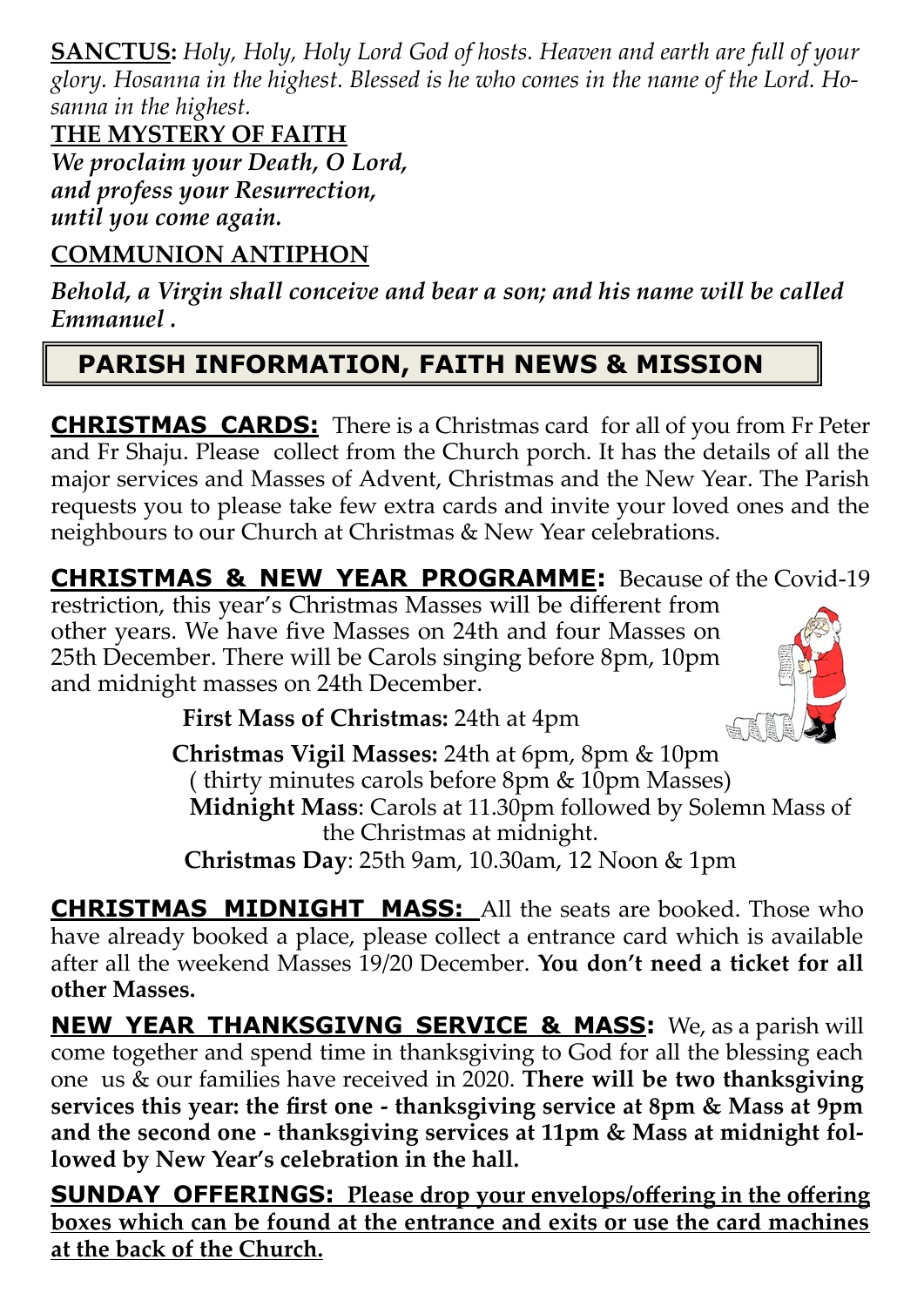**SANCTUS:** *Holy, Holy, Holy Lord God of hosts. Heaven and earth are full of your glory. Hosanna in the highest. Blessed is he who comes in the name of the Lord. Hosanna in the highest.*

**THE MYSTERY OF FAITH**

***We proclaim your Death, O Lord, and profess your Resurrection, until you come again.***

**COMMUNION ANTIPHON**

***Behold, a Virgin shall conceive and bear a son; and his name will be called Emmanuel .***

## PARISH INFORMATION, FAITH NEWS & MISSION

**CHRISTMAS CARDS:** There is a Christmas card for all of you from Fr Peter and Fr Shaju. Please collect from the Church porch. It has the details of all the major services and Masses of Advent, Christmas and the New Year. The Parish requests you to please take few extra cards and invite your loved ones and the neighbours to our Church at Christmas & New Year celebrations.

**CHRISTMAS & NEW YEAR PROGRAMME:** Because of the Covid-19 restriction, this year's Christmas Masses will be different from other years. We have five Masses on 24th and four Masses on 25th December. There will be Carols singing before 8pm, 10pm and midnight masses on 24th December.

**First Mass of Christmas:** 24th at 4pm

**Christmas Vigil Masses:** 24th at 6pm, 8pm & 10pm ( thirty minutes carols before 8pm & 10pm Masses)

**Midnight Mass**: Carols at 11.30pm followed by Solemn Mass of the Christmas at midnight.

**Christmas Day**: 25th 9am, 10.30am, 12 Noon & 1pm

**CHRISTMAS MIDNIGHT MASS:** All the seats are booked. Those who have already booked a place, please collect a entrance card which is available after all the weekend Masses 19/20 December. **You don't need a ticket for all other Masses.**

**NEW YEAR THANKSGIVNG SERVICE & MASS:** We, as a parish will come together and spend time in thanksgiving to God for all the blessing each one us & our families have received in 2020. **There will be two thanksgiving services this year: the first one - thanksgiving service at 8pm & Mass at 9pm and the second one - thanksgiving services at 11pm & Mass at midnight followed by New Year's celebration in the hall.**

**SUNDAY OFFERINGS: Please drop your envelops/offering in the offering boxes which can be found at the entrance and exits or use the card machines at the back of the Church.**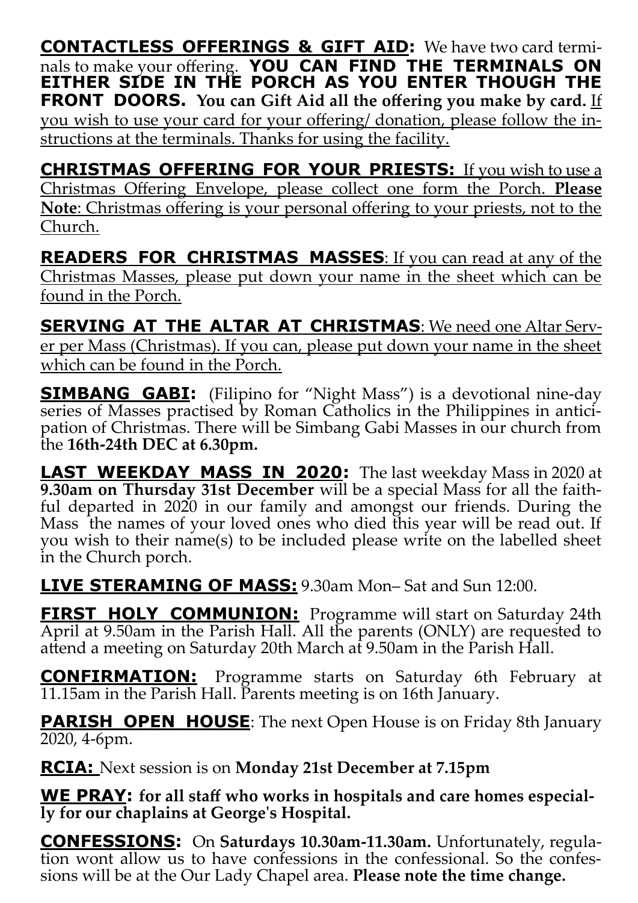**CONTACTLESS OFFERINGS & GIFT AID:** We have two card terminals to make your offering. **YOU CAN FIND THE TERMINALS ON EITHER SIDE IN THE PORCH AS YOU ENTER THOUGH THE FRONT DOORS. You can Gift Aid all the offering you make by card.** If you wish to use your card for your offering/ donation, please follow the instructions at the terminals. Thanks for using the facility.

**CHRISTMAS OFFERING FOR YOUR PRIESTS:** If you wish to use a Christmas Offering Envelope, please collect one form the Porch. **Please Note**: Christmas offering is your personal offering to your priests, not to the Church.

**READERS FOR CHRISTMAS MASSES**: If you can read at any of the Christmas Masses, please put down your name in the sheet which can be found in the Porch.

**SERVING AT THE ALTAR AT CHRISTMAS**: We need one Altar Server per Mass (Christmas). If you can, please put down your name in the sheet which can be found in the Porch.

**SIMBANG GABI:** (Filipino for "Night Mass") is a devotional nine-day series of Masses practised by Roman Catholics in the Philippines in anticipation of Christmas. There will be Simbang Gabi Masses in our church from the **16th-24th DEC at 6.30pm.**

**LAST WEEKDAY MASS IN 2020:** The last weekday Mass in 2020 at **9.30am on Thursday 31st December** will be a special Mass for all the faithful departed in 2020 in our family and amongst our friends. During the Mass the names of your loved ones who died this year will be read out. If you wish to their name(s) to be included please write on the labelled sheet in the Church porch.

**LIVE STERAMING OF MASS:** 9.30am Mon– Sat and Sun 12:00.

**FIRST HOLY COMMUNION:** Programme will start on Saturday 24th April at 9.50am in the Parish Hall. All the parents (ONLY) are requested to attend a meeting on Saturday 20th March at 9.50am in the Parish Hall.

**CONFIRMATION:** Programme starts on Saturday 6th February at 11.15am in the Parish Hall. Parents meeting is on 16th January.

**PARISH OPEN HOUSE**: The next Open House is on Friday 8th January 2020, 4-6pm.

**RCIA:** Next session is on **Monday 21st December at 7.15pm**

**WE PRAY: for all staff who works in hospitals and care homes especially for our chaplains at George's Hospital.**

**CONFESSIONS:** On **Saturdays 10.30am-11.30am.** Unfortunately, regulation wont allow us to have confessions in the confessional. So the confessions will be at the Our Lady Chapel area. **Please note the time change.**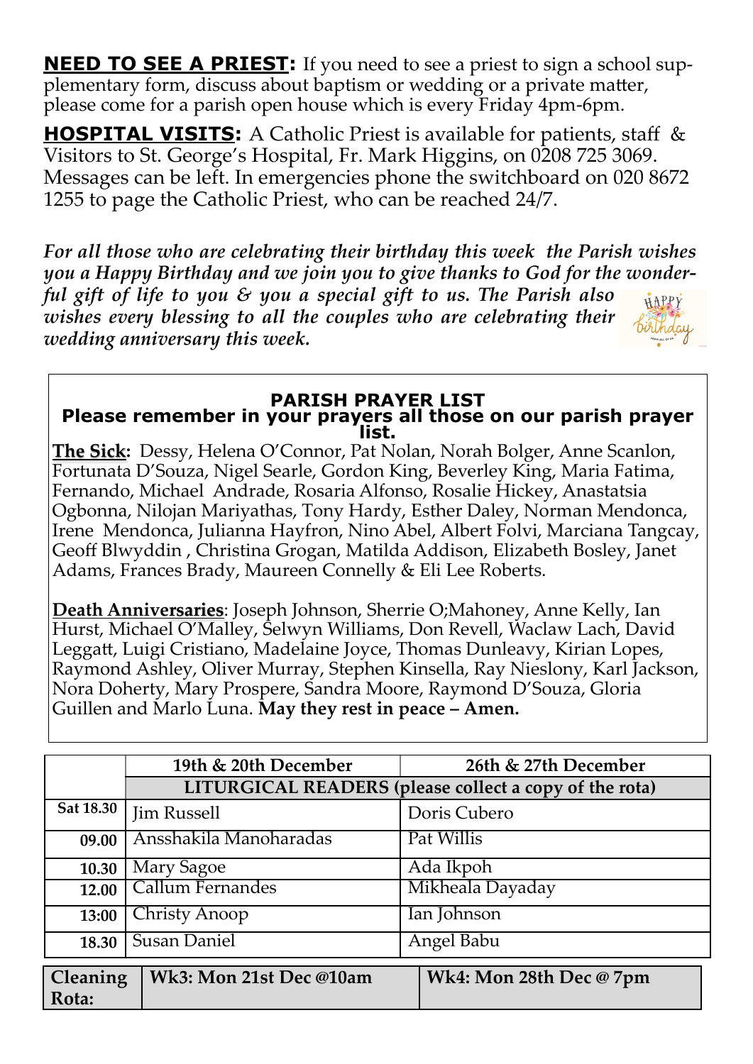**NEED TO SEE A PRIEST:** If you need to see a priest to sign a school supplementary form, discuss about baptism or wedding or a private matter, please come for a parish open house which is every Friday 4pm-6pm.

**HOSPITAL VISITS:** A Catholic Priest is available for patients, staff & Visitors to St. George's Hospital, Fr. Mark Higgins, on 0208 725 3069. Messages can be left. In emergencies phone the switchboard on 020 8672 1255 to page the Catholic Priest, who can be reached 24/7.

*For all those who are celebrating their birthday this week the Parish wishes you a Happy Birthday and we join you to give thanks to God for the wonderful gift of life to you & you a special gift to us. The Parish also wishes every blessing to all the couples who are celebrating their wedding anniversary this week.*

## PARISH PRAYER LIST

**Please remember in your prayers all those on our parish prayer list.**

**The Sick:** Dessy, Helena O'Connor, Pat Nolan, Norah Bolger, Anne Scanlon, Fortunata D'Souza, Nigel Searle, Gordon King, Beverley King, Maria Fatima, Fernando, Michael Andrade, Rosaria Alfonso, Rosalie Hickey, Anastatsia Ogbonna, Nilojan Mariyathas, Tony Hardy, Esther Daley, Norman Mendonca, Irene Mendonca, Julianna Hayfron, Nino Abel, Albert Folvi, Marciana Tangcay, Geoff Blwyddin , Christina Grogan, Matilda Addison, Elizabeth Bosley, Janet Adams, Frances Brady, Maureen Connelly & Eli Lee Roberts.

**Death Anniversaries**: Joseph Johnson, Sherrie O;Mahoney, Anne Kelly, Ian Hurst, Michael O'Malley, Selwyn Williams, Don Revell, Waclaw Lach, David Leggatt, Luigi Cristiano, Madelaine Joyce, Thomas Dunleavy, Kirian Lopes, Raymond Ashley, Oliver Murray, Stephen Kinsella, Ray Nieslony, Karl Jackson, Nora Doherty, Mary Prospere, Sandra Moore, Raymond D'Souza, Gloria Guillen and Marlo Luna. **May they rest in peace – Amen.**

| | 19th & 20th December | 26th & 27th December |
|---|---|---|
| | LITURGICAL READERS (please collect a copy of the rota) | |
| Sat 18.30 | Jim Russell | Doris Cubero |
| 09.00 | Ansshakila Manoharadas | Pat Willis |
| 10.30 | Mary Sagoe | Ada Ikpoh |
| 12.00 | Callum Fernandes | Mikheala Dayaday |
| 13:00 | Christy Anoop | Ian Johnson |
| 18.30 | Susan Daniel | Angel Babu |

| Cleaning Rota: | Wk3: Mon 21st Dec @10am | Wk4: Mon 28th Dec @ 7pm |
|---|---|---|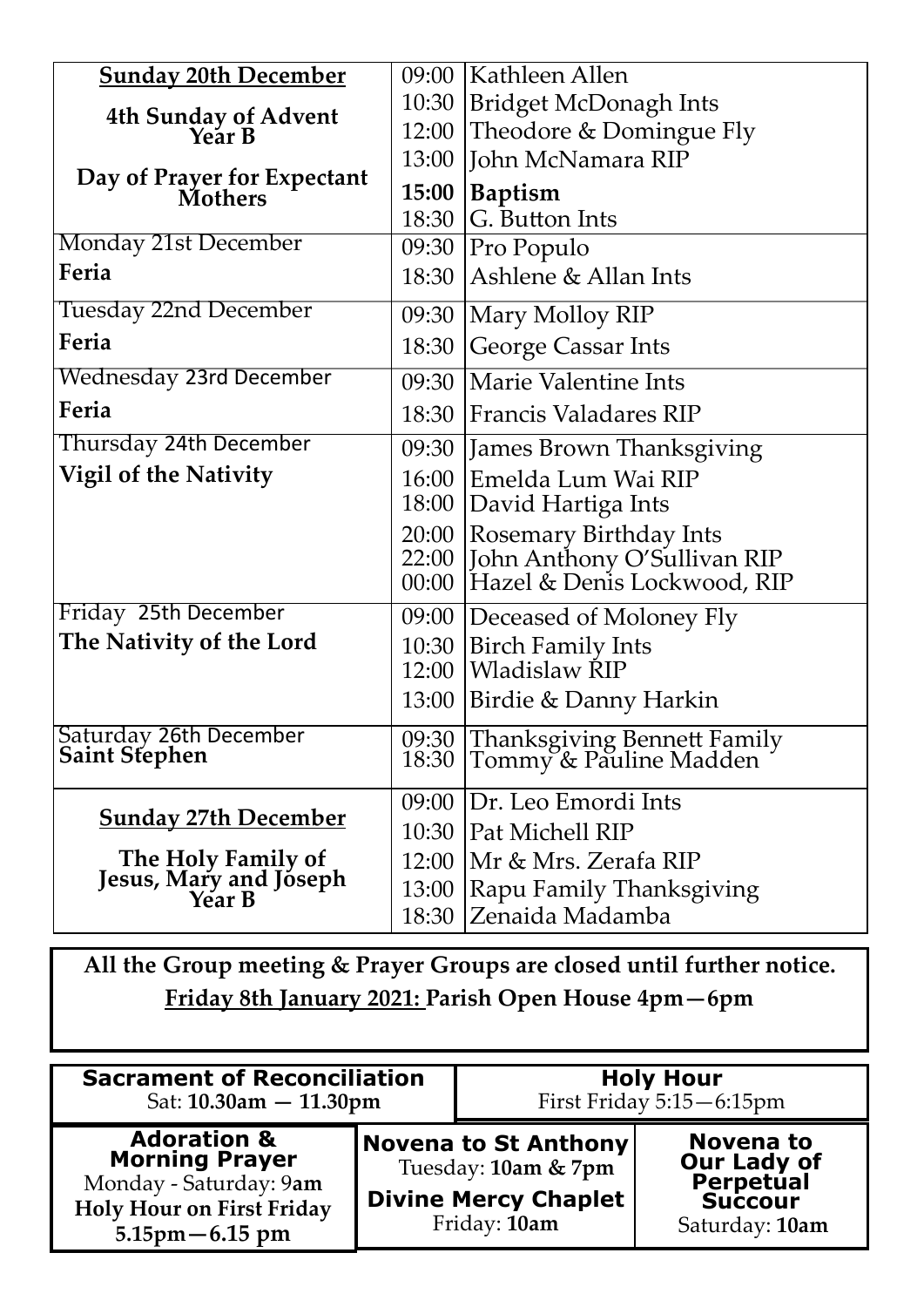| | | |
|---|---|---|
| **Sunday 20th December** **4th Sunday of Advent Year B** **Day of Prayer for Expectant Mothers** | 09:00 | Kathleen Allen |
| | 10:30 | Bridget McDonagh Ints |
| | 12:00 | Theodore & Domingue Fly |
| | 13:00 | John McNamara RIP |
| | **15:00** | **Baptism** |
| | 18:30 | G. Button Ints |
| Monday 21st December **Feria** | 09:30 | Pro Populo |
| | 18:30 | Ashlene & Allan Ints |
| Tuesday 22nd December **Feria** | 09:30 | Mary Molloy RIP |
| | 18:30 | George Cassar Ints |
| Wednesday 23rd December **Feria** | 09:30 | Marie Valentine Ints |
| | 18:30 | Francis Valadares RIP |
| Thursday 24th December **Vigil of the Nativity** | 09:30 | James Brown Thanksgiving |
| | 16:00 | Emelda Lum Wai RIP |
| | 18:00 | David Hartiga Ints |
| | 20:00 | Rosemary Birthday Ints |
| | 22:00 | John Anthony O'Sullivan RIP |
| | 00:00 | Hazel & Denis Lockwood, RIP |
| Friday 25th December **The Nativity of the Lord** | 09:00 | Deceased of Moloney Fly |
| | 10:30 | Birch Family Ints |
| | 12:00 | Wladislaw RIP |
| | 13:00 | Birdie & Danny Harkin |
| Saturday 26th December **Saint Stephen** | 09:30 | Thanksgiving Bennett Family |
| | 18:30 | Tommy & Pauline Madden |
| **Sunday 27th December** **The Holy Family of Jesus, Mary and Joseph Year B** | 09:00 | Dr. Leo Emordi Ints |
| | 10:30 | Pat Michell RIP |
| | 12:00 | Mr & Mrs. Zerafa RIP |
| | 13:00 | Rapu Family Thanksgiving |
| | 18:30 | Zenaida Madamba |

**All the Group meeting & Prayer Groups are closed until further notice.**

**Friday 8th January 2021: Parish Open House 4pm—6pm**

**Sacrament of Reconciliation**
Sat: **10.30am — 11.30pm**

**Holy Hour**
First Friday 5:15—6:15pm

**Adoration & Morning Prayer**
Monday - Saturday: 9**am**
**Holy Hour on First Friday 5.15pm—6.15 pm**

**Novena to St Anthony**
Tuesday: **10am & 7pm**

**Divine Mercy Chaplet**
Friday: **10am**

**Novena to Our Lady of Perpetual Succour**
Saturday: **10am**